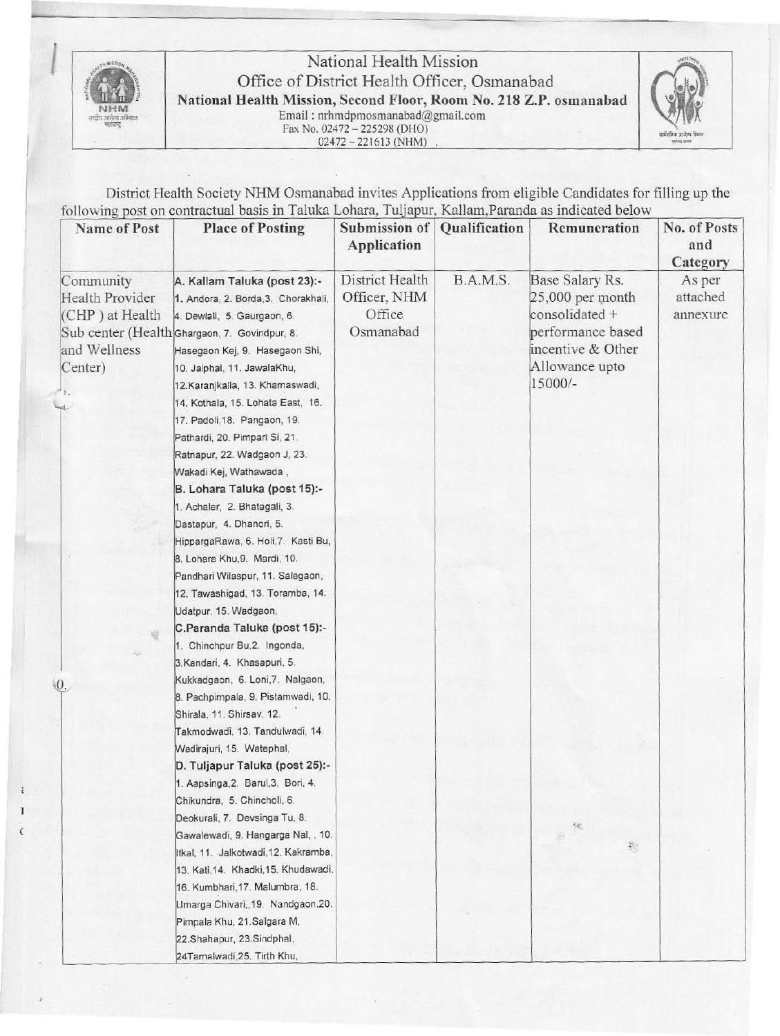# National Health Mission

## Office of District Health Officer, Osmanabad

**National Health Mission, Second Floor, Room No. 218 Z.P. osmanabad**

Email : nrhmdpmosmanabad@gmail.com

Fax No. 02472 – 225298 (DHO)

02472 – 221613 (NHM)

District Health Society NHM Osmanabad invites Applications from eligible Candidates for filling up the following post on contractual basis in Taluka Lohara, Tuljapur, Kallam,Paranda as indicated below

| Name of Post | Place of Posting | Submission of Application | Qualification | Remuneration | No. of Posts and Category |
|---|---|---|---|---|---|
| Community Health Provider (CHP ) at Health Sub center (Health and Wellness Center) | **A. Kallam Taluka (post 23):-** 1. Andora, 2. Borda,3. Chorakhali, 4. Dewlali, 5. Gaurgaon, 6. Ghargaon, 7. Govindpur, 8. Hasegaon Kej, 9. Hasegaon Shi, 10. Jaiphal, 11. JawalaKhu, 12.Karanjkalla, 13. Khamaswadi, 14. Kothala, 15. Lohata East, 16. 17. Padoli,18. Pangaon, 19. Pathardi, 20. Pimpari Si, 21. Ratnapur, 22. Wadgaon J, 23. Wakadi Kej, Wathawada , **B. Lohara Taluka (post 15):-** 1. Achaler, 2. Bhatagali, 3. Dastapur, 4. Dhanori, 5. HippargaRawa, 6. Holi,7. Kasti Bu, 8. Lohara Khu,9. Mardi, 10. Pandhari Wilaspur, 11. Salegaon, 12. Tawashigad, 13. Toramba, 14. Udatpur, 15. Wadgaon, **C.Paranda Taluka (post 15):-** 1. Chinchpur Bu,2. Ingonda, 3.Kandari, 4. Khasapuri, 5. Kukkadgaon, 6. Loni,7. Nalgaon, 8. Pachpimpala, 9. Pistamwadi, 10. Shirala, 11. Shirsav, 12. Takmodwadi, 13. Tandulwadi, 14. Wadirajuri, 15. Watephal, **D. Tuljapur Taluka (post 25):-** 1. Aapsinga,2. Barul,3. Bori, 4. Chikundra, 5. Chincholi, 6. Deokurali, 7. Devsinga Tu, 8. Gawalewadi, 9. Hangarga Nal, , 10. Itkal, 11. Jalkotwadi,12. Kakramba, 13. Kati,14. Khadki,15. Khudawadi, 16. Kumbhari,17. Malumbra, 18. Umarga Chivari,,19. Nandgaon,20. Pimpala Khu, 21.Salgara M, 22.Shahapur, 23.Sindphal, 24Tamalwadi,25. Tirth Khu, | District Health Officer, NHM Office Osmanabad | B.A.M.S. | Base Salary Rs. 25,000 per month consolidated + performance based incentive & Other Allowance upto 15000/- | As per attached annexure |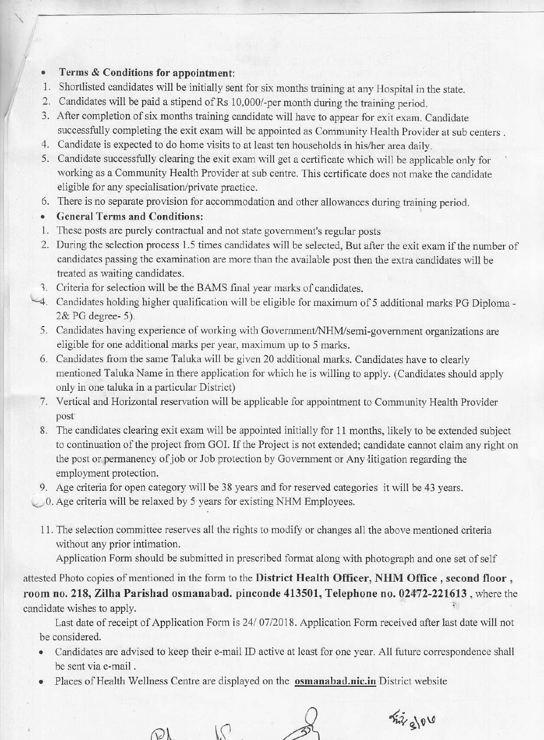- **Terms & Conditions for appointment**:

1. Shortlisted candidates will be initially sent for six months training at any Hospital in the state.
2. Candidates will be paid a stipend of Rs 10,000/-per month during the training period.
3. After completion of six months training candidate will have to appear for exit exam. Candidate successfully completing the exit exam will be appointed as Community Health Provider at sub centers .
4. Candidate is expected to do home visits to at least ten households in his/her area daily.
5. Candidate successfully clearing the exit exam will get a certificate which will be applicable only for working as a Community Health Provider at sub centre. This certificate does not make the candidate eligible for any specialisation/private practice.
6. There is no separate provision for accommodation and other allowances during training period.

- **General Terms and Conditions:**

1. These posts are purely contractual and not state government's regular posts
2. During the selection process 1.5 times candidates will be selected, But after the exit exam if the number of candidates passing the examination are more than the available post then the extra candidates will be treated as waiting candidates.
3. Criteria for selection will be the BAMS final year marks of candidates.
4. Candidates holding higher qualification will be eligible for maximum of 5 additional marks PG Diploma - 2& PG degree- 5).
5. Candidates having experience of working with Government/NHM/semi-government organizations are eligible for one additional marks per year, maximum up to 5 marks.
6. Candidates from the same Taluka will be given 20 additional marks. Candidates have to clearly mentioned Taluka Name in there application for which he is willing to apply. (Candidates should apply only in one taluka in a particular District)
7. Vertical and Horizontal reservation will be applicable for appointment to Community Health Provider post
8. The candidates clearing exit exam will be appointed initially for 11 months, likely to be extended subject to continuation of the project from GOI. If the Project is not extended; candidate cannot claim any right on the post or permanency of job or Job protection by Government or Any litigation regarding the employment protection.
9. Age criteria for open category will be 38 years and for reserved categories it will be 43 years.
10. Age criteria will be relaxed by 5 years for existing NHM Employees.
11. The selection committee reserves all the rights to modify or changes all the above mentioned criteria without any prior intimation.

Application Form should be submitted in prescribed format along with photograph and one set of self attested Photo copies of mentioned in the form to the **District Health Officer, NHM Office , second floor , room no. 218, Zilha Parishad osmanabad. pinconde 413501, Telephone no. 02472-221613** , where the candidate wishes to apply.

Last date of receipt of Application Form is 24/ 07/2018. Application Form received after last date will not be considered.

- Candidates are advised to keep their e-mail ID active at least for one year. All future correspondence shall be sent via e-mail .
- Places of Health Wellness Centre are displayed on the **osmanabad.nic.in** District website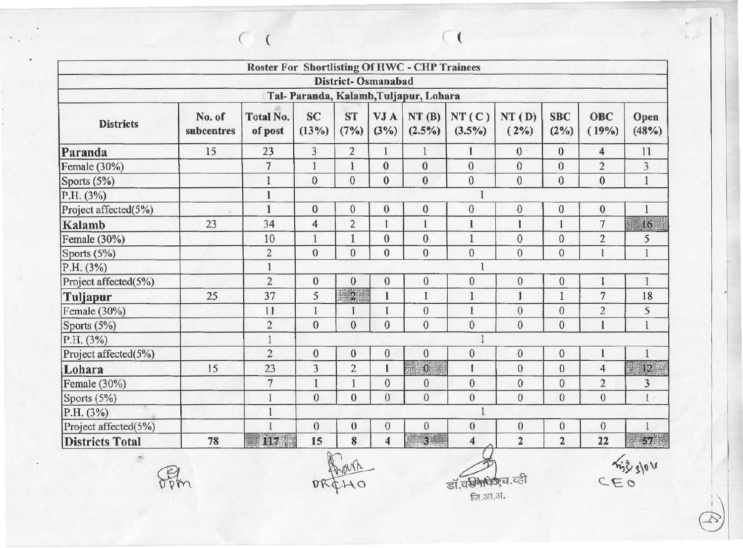| Roster For Shortlisting Of HWC - CHP Trainees | | | | | | | | | | | |
|---|---|---|---|---|---|---|---|---|---|---|---|
| District- Osmanabad | | | | | | | | | | | |
| Tal- Paranda, Kalamb,Tuljapur, Lohara | | | | | | | | | | | |
| **Districts** | **No. of subcentres** | **Total No. of post** | **SC (13%)** | **ST (7%)** | **VJ A (3%)** | **NT (B) (2.5%)** | **NT ( C ) (3.5%)** | **NT (D) ( 2%)** | **SBC (2%)** | **OBC ( 19%)** | **Open (48%)** |
| **Paranda** | 15 | 23 | 3 | 2 | 1 | 1 | 1 | 0 | 0 | 4 | 11 |
| Female (30%) | | 7 | 1 | 1 | 0 | 0 | 0 | 0 | 0 | 2 | 3 |
| Sports (5%) | | 1 | 0 | 0 | 0 | 0 | 0 | 0 | 0 | 0 | 1 |
| P.H. (3%) | | 1 | 1 | | | | | | | | |
| Project affected(5%) | | 1 | 0 | 0 | 0 | 0 | 0 | 0 | 0 | 0 | 1 |
| **Kalamb** | 23 | 34 | 4 | 2 | 1 | 1 | 1 | 1 | 1 | 7 | 16 |
| Female (30%) | | 10 | 1 | 1 | 0 | 0 | 1 | 0 | 0 | 2 | 5 |
| Sports (5%) | | 2 | 0 | 0 | 0 | 0 | 0 | 0 | 0 | 1 | 1 |
| P.H. (3%) | | 1 | 1 | | | | | | | | |
| Project affected(5%) | | 2 | 0 | 0 | 0 | 0 | 0 | 0 | 0 | 1 | 1 |
| **Tuljapur** | 25 | 37 | 5 | 2 | 1 | 1 | 1 | 1 | 1 | 7 | 18 |
| Female (30%) | | 11 | 1 | 1 | 1 | 0 | 1 | 0 | 0 | 2 | 5 |
| Sports (5%) | | 2 | 0 | 0 | 0 | 0 | 0 | 0 | 0 | 1 | 1 |
| P.H. (3%) | | 1 | 1 | | | | | | | | |
| Project affected(5%) | | 2 | 0 | 0 | 0 | 0 | 0 | 0 | 0 | 1 | 1 |
| **Lohara** | 15 | 23 | 3 | 2 | 1 | 0 | 1 | 0 | 0 | 4 | 12 |
| Female (30%) | | 7 | 1 | 1 | 0 | 0 | 0 | 0 | 0 | 2 | 3 |
| Sports (5%) | | 1 | 0 | 0 | 0 | 0 | 0 | 0 | 0 | 0 | 1 |
| P.H. (3%) | | 1 | 1 | | | | | | | | |
| Project affected(5%) | | 1 | 0 | 0 | 0 | 0 | 0 | 0 | 0 | 0 | 1 |
| **Districts Total** | **78** | **117** | **15** | **8** | **4** | **3** | **4** | **2** | **2** | **22** | **57** |

DPM          DRCHO          डॉ.व्ही.एच.व्ही
जि.आ.अ.          CEO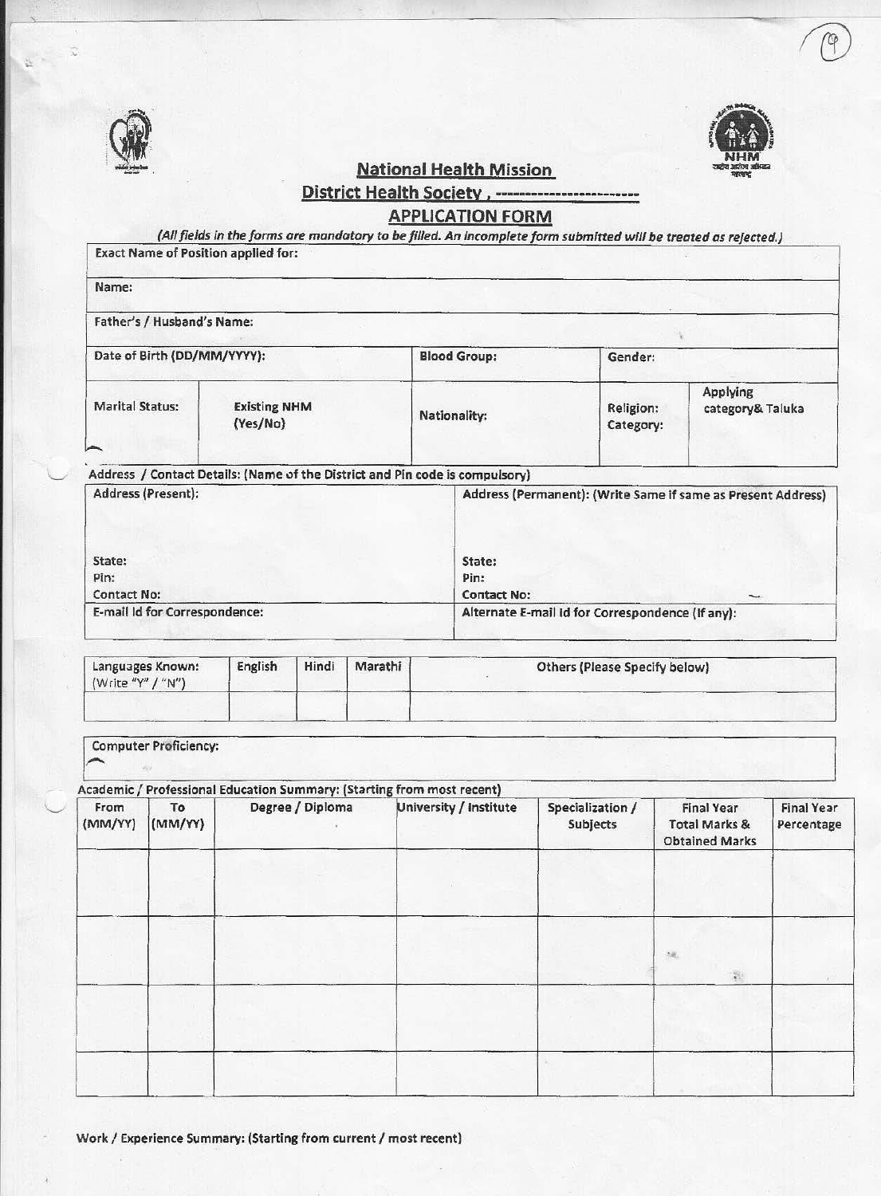## National Health Mission

## District Health Society , -----------------------

## APPLICATION FORM

*(All fields in the forms are mandatory to be filled. An incomplete form submitted will be treated as rejected.)*

| Exact Name of Position applied for: | | | | | |
|---|---|---|---|---|---|
| Name: | | | | | |
| Father's / Husband's Name: | | | | | |
| Date of Birth (DD/MM/YYYY): | | Blood Group: | Gender: | | |
| Marital Status: | Existing NHM (Yes/No) | Nationality: | Religion: Category: | Applying category& Taluka | |

Address / Contact Details: (Name of the District and Pin code is compulsory)

| Address (Present): | Address (Permanent): (Write Same if same as Present Address) |
|---|---|
| State:<br>Pin:<br>Contact No: | State:<br>Pin:<br>Contact No: |
| E-mail Id for Correspondence: | Alternate E-mail Id for Correspondence (If any): |

| Languages Known: (Write "Y" / "N") | English | Hindi | Marathi | Others (Please Specify below) |
|---|---|---|---|---|
| | | | | |

| Computer Proficiency: |
|---|
| |

Academic / Professional Education Summary: (Starting from most recent)

| From (MM/YY) | To (MM/YY) | Degree / Diploma | University / Institute | Specialization / Subjects | Final Year Total Marks & Obtained Marks | Final Year Percentage |
|---|---|---|---|---|---|---|
| | | | | | | |
| | | | | | | |
| | | | | | | |
| | | | | | | |

Work / Experience Summary: (Starting from current / most recent)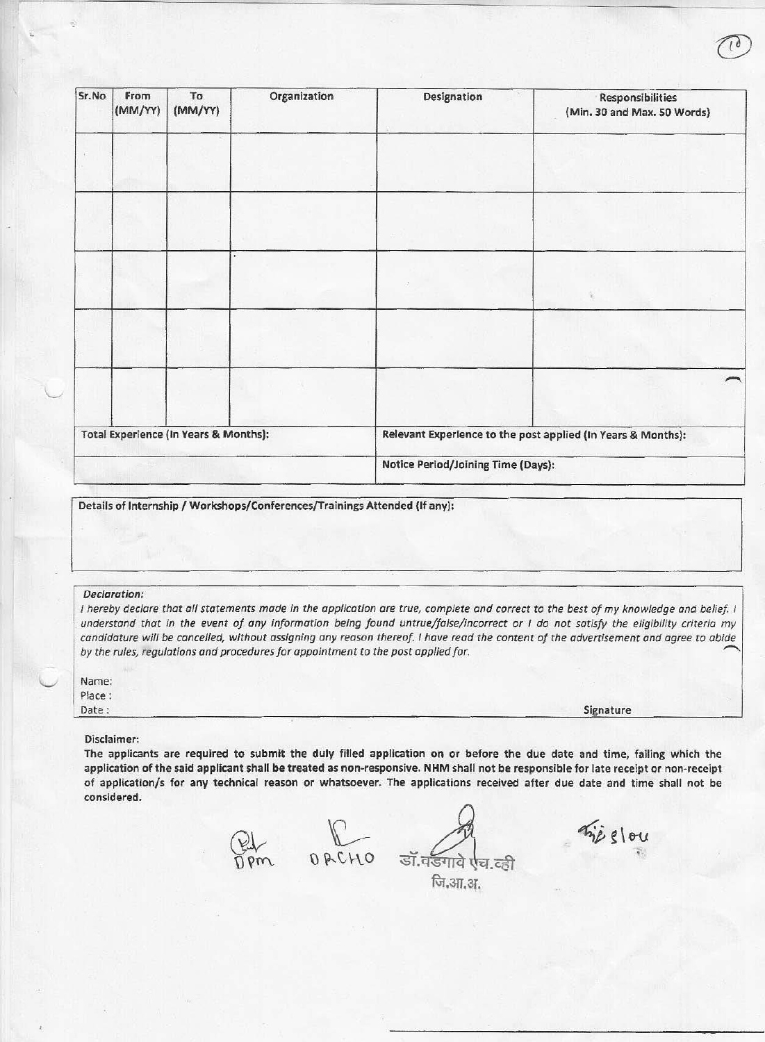| Sr.No | From (MM/YY) | To (MM/YY) | Organization | Designation | Responsibilities (Min. 30 and Max. 50 Words) |
|---|---|---|---|---|---|
| | | | | | |
| | | | | | |
| | | | | | |
| | | | | | |
| | | | | | |
| Total Experience (In Years & Months): | | | | Relevant Experience to the post applied (In Years & Months): | |
| | | | | Notice Period/Joining Time (Days): | |

Details of Internship / Workshops/Conferences/Trainings Attended (If any):

*Declaration:*

*I hereby declare that all statements made in the application are true, complete and correct to the best of my knowledge and belief. I understand that in the event of any information being found untrue/false/incorrect or I do not satisfy the eligibility criteria my candidature will be cancelled, without assigning any reason thereof. I have read the content of the advertisement and agree to abide by the rules, regulations and procedures for appointment to the post applied for.*

Name:

Place :

Date : Signature

Disclaimer:

**The applicants are required to submit the duly filled application on or before the due date and time, failing which the application of the said applicant shall be treated as non-responsive. NHM shall not be responsible for late receipt or non-receipt of application/s for any technical reason or whatsoever. The applications received after due date and time shall not be considered.**

DPM DRCHO डॉ.वडगावे एच.व्ही

जि.आ.अ.